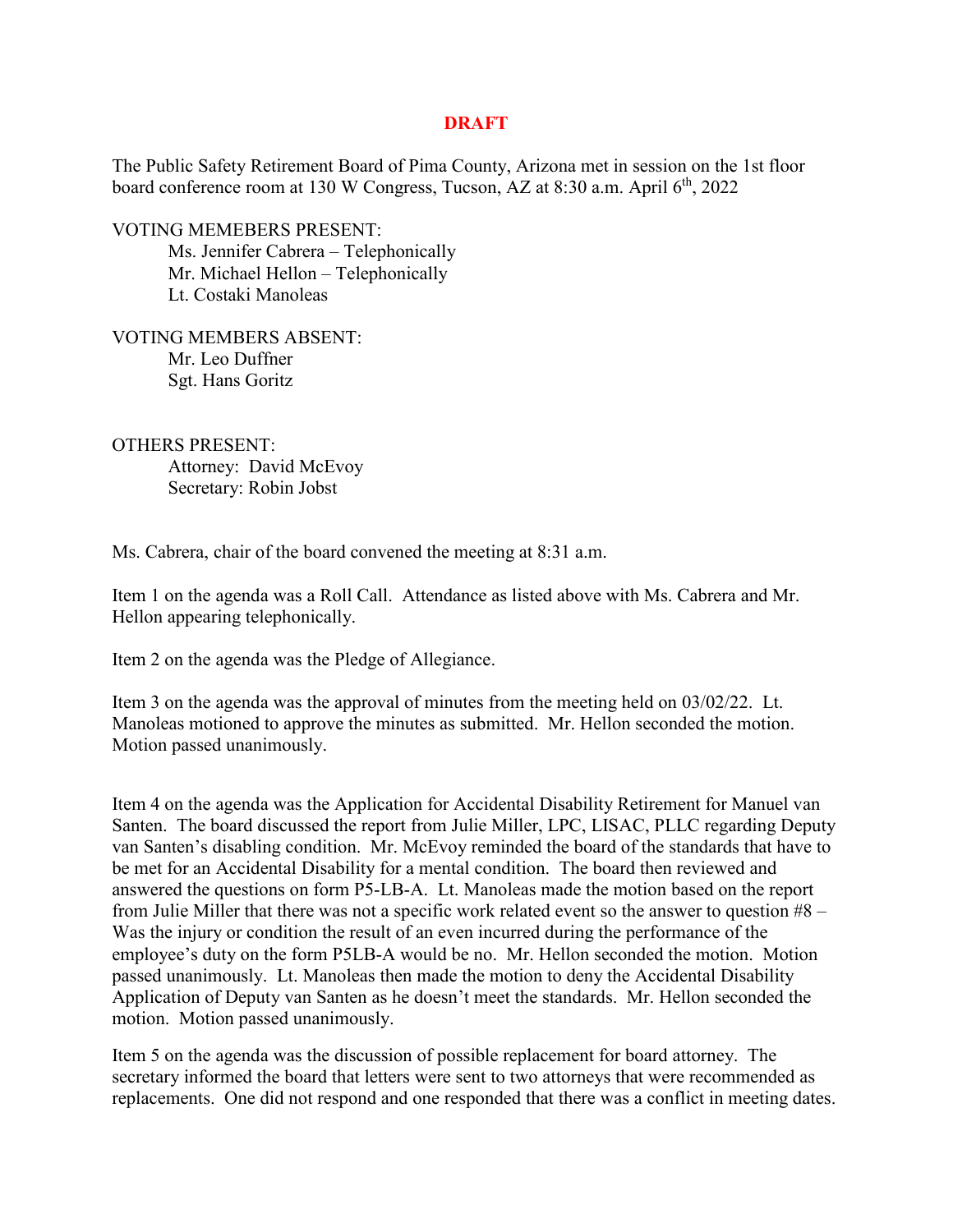**DRAFT**

The Public Safety Retirement Board of Pima County, Arizona met in session on the 1st floor board conference room at 130 W Congress, Tucson, AZ at 8:30 a.m. April 6th, 2022

VOTING MEMEBERS PRESENT:
- Ms. Jennifer Cabrera – Telephonically
- Mr. Michael Hellon – Telephonically
- Lt. Costaki Manoleas

VOTING MEMBERS ABSENT:
- Mr. Leo Duffner
- Sgt. Hans Goritz

OTHERS PRESENT:
- Attorney: David McEvoy
- Secretary: Robin Jobst

Ms. Cabrera, chair of the board convened the meeting at 8:31 a.m.

Item 1 on the agenda was a Roll Call. Attendance as listed above with Ms. Cabrera and Mr. Hellon appearing telephonically.

Item 2 on the agenda was the Pledge of Allegiance.

Item 3 on the agenda was the approval of minutes from the meeting held on 03/02/22. Lt. Manoleas motioned to approve the minutes as submitted. Mr. Hellon seconded the motion. Motion passed unanimously.

Item 4 on the agenda was the Application for Accidental Disability Retirement for Manuel van Santen. The board discussed the report from Julie Miller, LPC, LISAC, PLLC regarding Deputy van Santen's disabling condition. Mr. McEvoy reminded the board of the standards that have to be met for an Accidental Disability for a mental condition. The board then reviewed and answered the questions on form P5-LB-A. Lt. Manoleas made the motion based on the report from Julie Miller that there was not a specific work related event so the answer to question #8 – Was the injury or condition the result of an even incurred during the performance of the employee's duty on the form P5LB-A would be no. Mr. Hellon seconded the motion. Motion passed unanimously. Lt. Manoleas then made the motion to deny the Accidental Disability Application of Deputy van Santen as he doesn't meet the standards. Mr. Hellon seconded the motion. Motion passed unanimously.

Item 5 on the agenda was the discussion of possible replacement for board attorney. The secretary informed the board that letters were sent to two attorneys that were recommended as replacements. One did not respond and one responded that there was a conflict in meeting dates.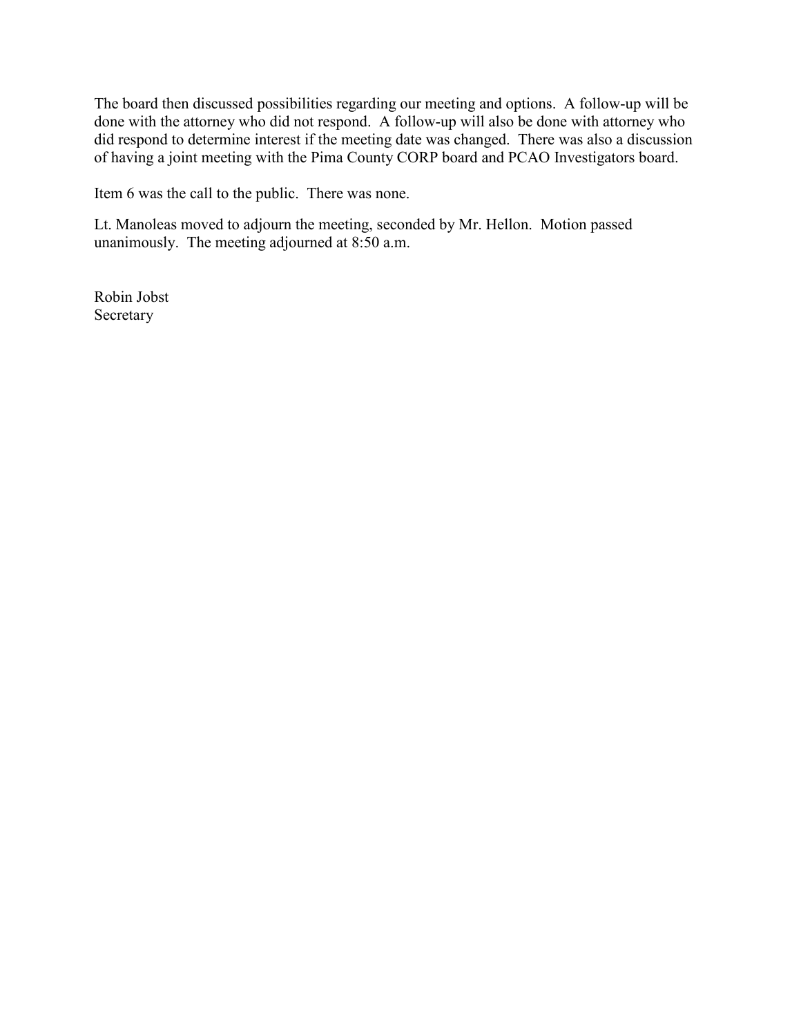The board then discussed possibilities regarding our meeting and options. A follow-up will be done with the attorney who did not respond. A follow-up will also be done with attorney who did respond to determine interest if the meeting date was changed. There was also a discussion of having a joint meeting with the Pima County CORP board and PCAO Investigators board.

Item 6 was the call to the public. There was none.

Lt. Manoleas moved to adjourn the meeting, seconded by Mr. Hellon. Motion passed unanimously. The meeting adjourned at 8:50 a.m.

Robin Jobst
Secretary